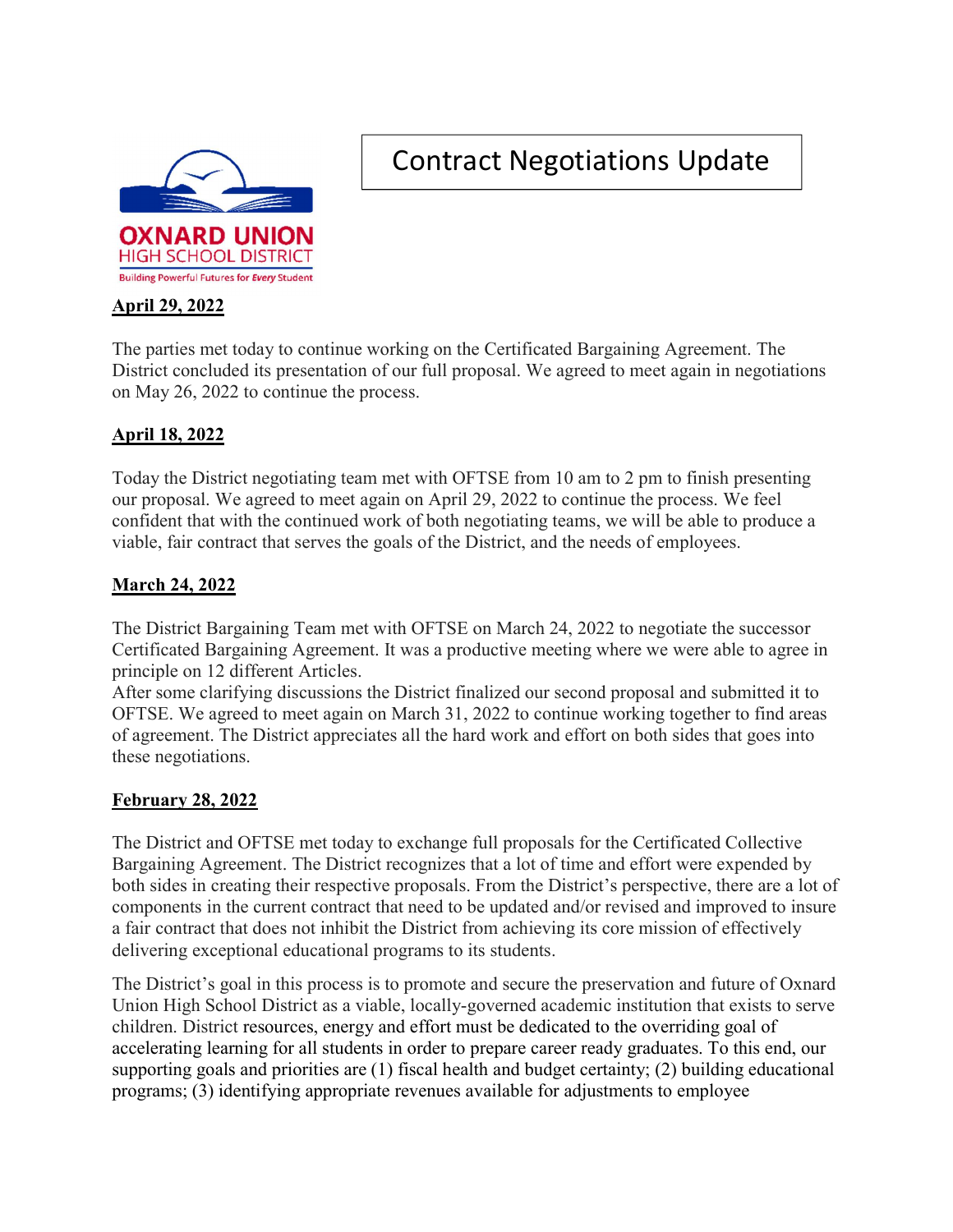OXNARD UNION HIGH SCHOOL DISTRICT

Building Powerful Futures for *Every* Student

# Contract Negotiations Update

## April 29, 2022

The parties met today to continue working on the Certificated Bargaining Agreement. The District concluded its presentation of our full proposal. We agreed to meet again in negotiations on May 26, 2022 to continue the process.

## April 18, 2022

Today the District negotiating team met with OFTSE from 10 am to 2 pm to finish presenting our proposal. We agreed to meet again on April 29, 2022 to continue the process. We feel confident that with the continued work of both negotiating teams, we will be able to produce a viable, fair contract that serves the goals of the District, and the needs of employees.

## March 24, 2022

The District Bargaining Team met with OFTSE on March 24, 2022 to negotiate the successor Certificated Bargaining Agreement. It was a productive meeting where we were able to agree in principle on 12 different Articles.

After some clarifying discussions the District finalized our second proposal and submitted it to OFTSE. We agreed to meet again on March 31, 2022 to continue working together to find areas of agreement. The District appreciates all the hard work and effort on both sides that goes into these negotiations.

## February 28, 2022

The District and OFTSE met today to exchange full proposals for the Certificated Collective Bargaining Agreement. The District recognizes that a lot of time and effort were expended by both sides in creating their respective proposals. From the District's perspective, there are a lot of components in the current contract that need to be updated and/or revised and improved to insure a fair contract that does not inhibit the District from achieving its core mission of effectively delivering exceptional educational programs to its students.

The District's goal in this process is to promote and secure the preservation and future of Oxnard Union High School District as a viable, locally-governed academic institution that exists to serve children. District resources, energy and effort must be dedicated to the overriding goal of accelerating learning for all students in order to prepare career ready graduates. To this end, our supporting goals and priorities are (1) fiscal health and budget certainty; (2) building educational programs; (3) identifying appropriate revenues available for adjustments to employee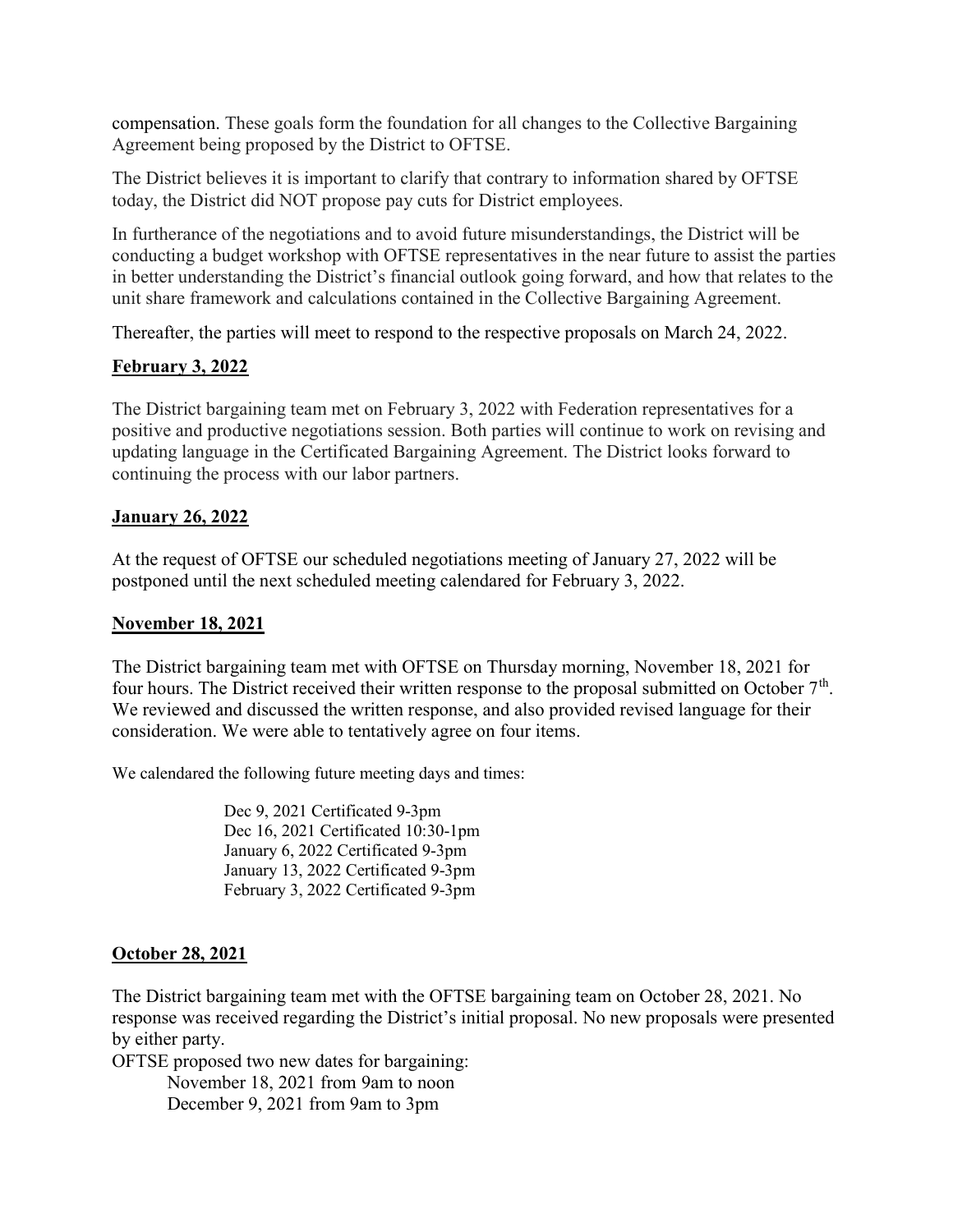compensation. These goals form the foundation for all changes to the Collective Bargaining Agreement being proposed by the District to OFTSE.

The District believes it is important to clarify that contrary to information shared by OFTSE today, the District did NOT propose pay cuts for District employees.

In furtherance of the negotiations and to avoid future misunderstandings, the District will be conducting a budget workshop with OFTSE representatives in the near future to assist the parties in better understanding the District's financial outlook going forward, and how that relates to the unit share framework and calculations contained in the Collective Bargaining Agreement.

Thereafter, the parties will meet to respond to the respective proposals on March 24, 2022.

**February 3, 2022**

The District bargaining team met on February 3, 2022 with Federation representatives for a positive and productive negotiations session. Both parties will continue to work on revising and updating language in the Certificated Bargaining Agreement. The District looks forward to continuing the process with our labor partners.

**January 26, 2022**

At the request of OFTSE our scheduled negotiations meeting of January 27, 2022 will be postponed until the next scheduled meeting calendared for February 3, 2022.

**November 18, 2021**

The District bargaining team met with OFTSE on Thursday morning, November 18, 2021 for four hours. The District received their written response to the proposal submitted on October 7th. We reviewed and discussed the written response, and also provided revised language for their consideration. We were able to tentatively agree on four items.

We calendared the following future meeting days and times:

Dec 9, 2021 Certificated 9-3pm
Dec 16, 2021 Certificated 10:30-1pm
January 6, 2022 Certificated 9-3pm
January 13, 2022 Certificated 9-3pm
February 3, 2022 Certificated 9-3pm

**October 28, 2021**

The District bargaining team met with the OFTSE bargaining team on October 28, 2021. No response was received regarding the District's initial proposal. No new proposals were presented by either party.

OFTSE proposed two new dates for bargaining:

November 18, 2021 from 9am to noon
December 9, 2021 from 9am to 3pm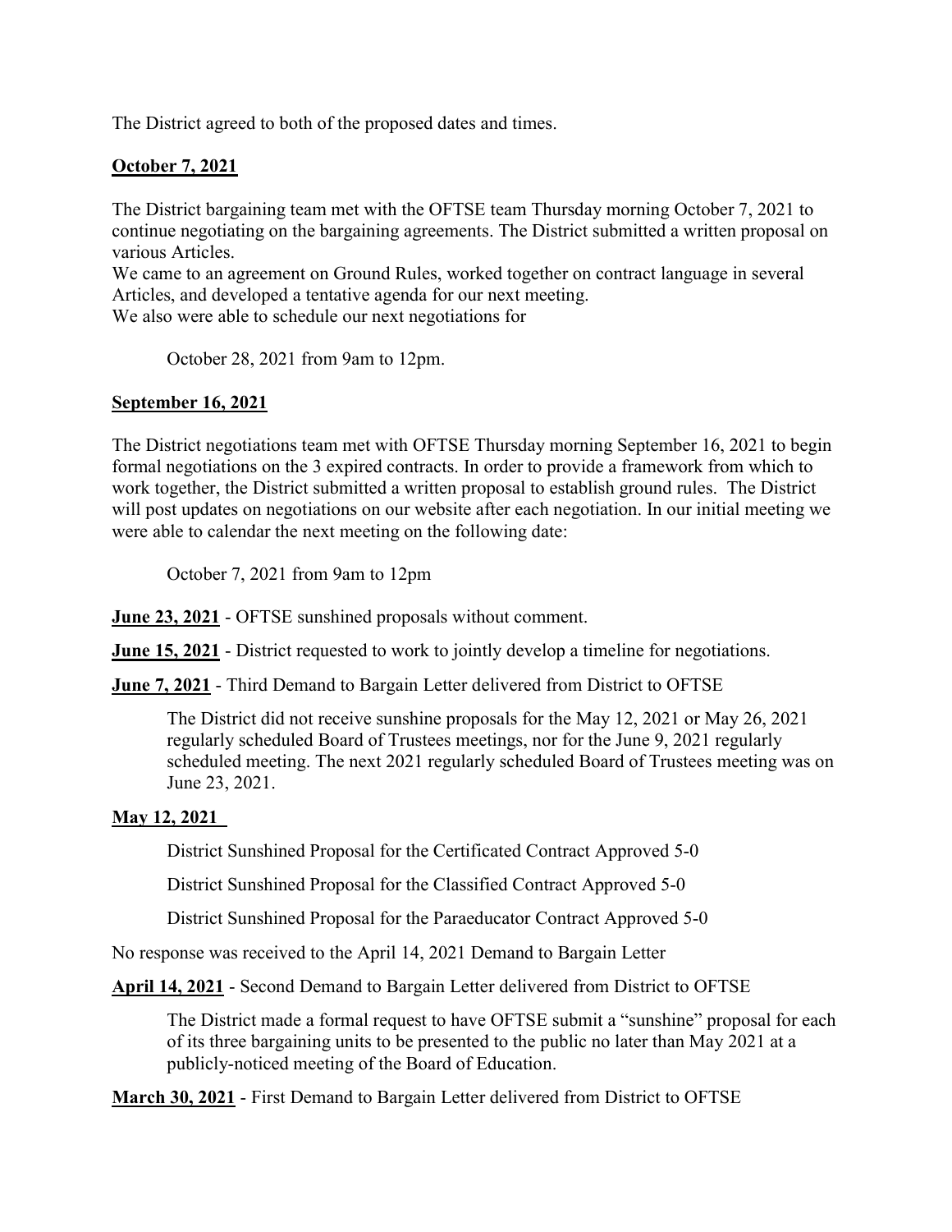The District agreed to both of the proposed dates and times.

**October 7, 2021**

The District bargaining team met with the OFTSE team Thursday morning October 7, 2021 to continue negotiating on the bargaining agreements. The District submitted a written proposal on various Articles.
We came to an agreement on Ground Rules, worked together on contract language in several Articles, and developed a tentative agenda for our next meeting.
We also were able to schedule our next negotiations for

> October 28, 2021 from 9am to 12pm.

**September 16, 2021**

The District negotiations team met with OFTSE Thursday morning September 16, 2021 to begin formal negotiations on the 3 expired contracts. In order to provide a framework from which to work together, the District submitted a written proposal to establish ground rules. The District will post updates on negotiations on our website after each negotiation. In our initial meeting we were able to calendar the next meeting on the following date:

> October 7, 2021 from 9am to 12pm

**June 23, 2021** - OFTSE sunshined proposals without comment.

**June 15, 2021** - District requested to work to jointly develop a timeline for negotiations.

**June 7, 2021** - Third Demand to Bargain Letter delivered from District to OFTSE

> The District did not receive sunshine proposals for the May 12, 2021 or May 26, 2021 regularly scheduled Board of Trustees meetings, nor for the June 9, 2021 regularly scheduled meeting. The next 2021 regularly scheduled Board of Trustees meeting was on June 23, 2021.

**May 12, 2021**

> District Sunshined Proposal for the Certificated Contract Approved 5-0
>
> District Sunshined Proposal for the Classified Contract Approved 5-0
>
> District Sunshined Proposal for the Paraeducator Contract Approved 5-0

No response was received to the April 14, 2021 Demand to Bargain Letter

**April 14, 2021** - Second Demand to Bargain Letter delivered from District to OFTSE

> The District made a formal request to have OFTSE submit a "sunshine" proposal for each of its three bargaining units to be presented to the public no later than May 2021 at a publicly-noticed meeting of the Board of Education.

**March 30, 2021** - First Demand to Bargain Letter delivered from District to OFTSE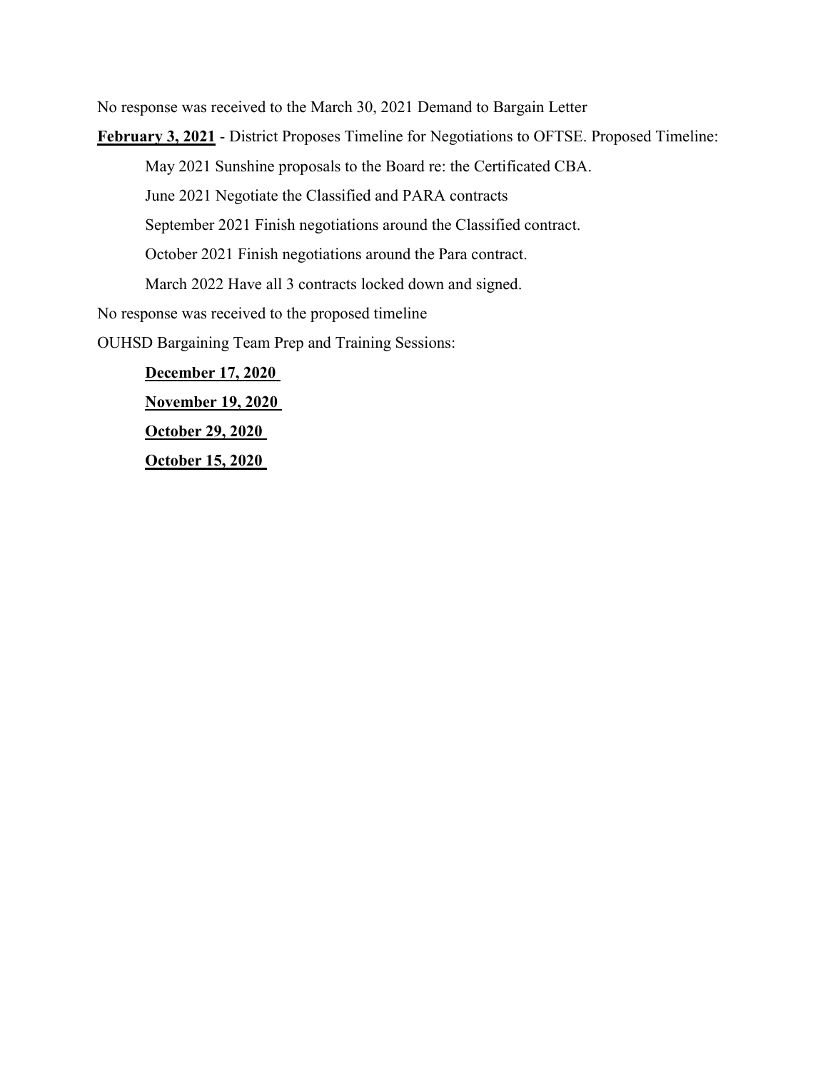No response was received to the March 30, 2021 Demand to Bargain Letter

<u>**February 3, 2021**</u> - District Proposes Timeline for Negotiations to OFTSE. Proposed Timeline:

May 2021 Sunshine proposals to the Board re: the Certificated CBA.

June 2021 Negotiate the Classified and PARA contracts

September 2021 Finish negotiations around the Classified contract.

October 2021 Finish negotiations around the Para contract.

March 2022 Have all 3 contracts locked down and signed.

No response was received to the proposed timeline

OUHSD Bargaining Team Prep and Training Sessions:

<u>**December 17, 2020**</u>

<u>**November 19, 2020**</u>

<u>**October 29, 2020**</u>

<u>**October 15, 2020**</u>